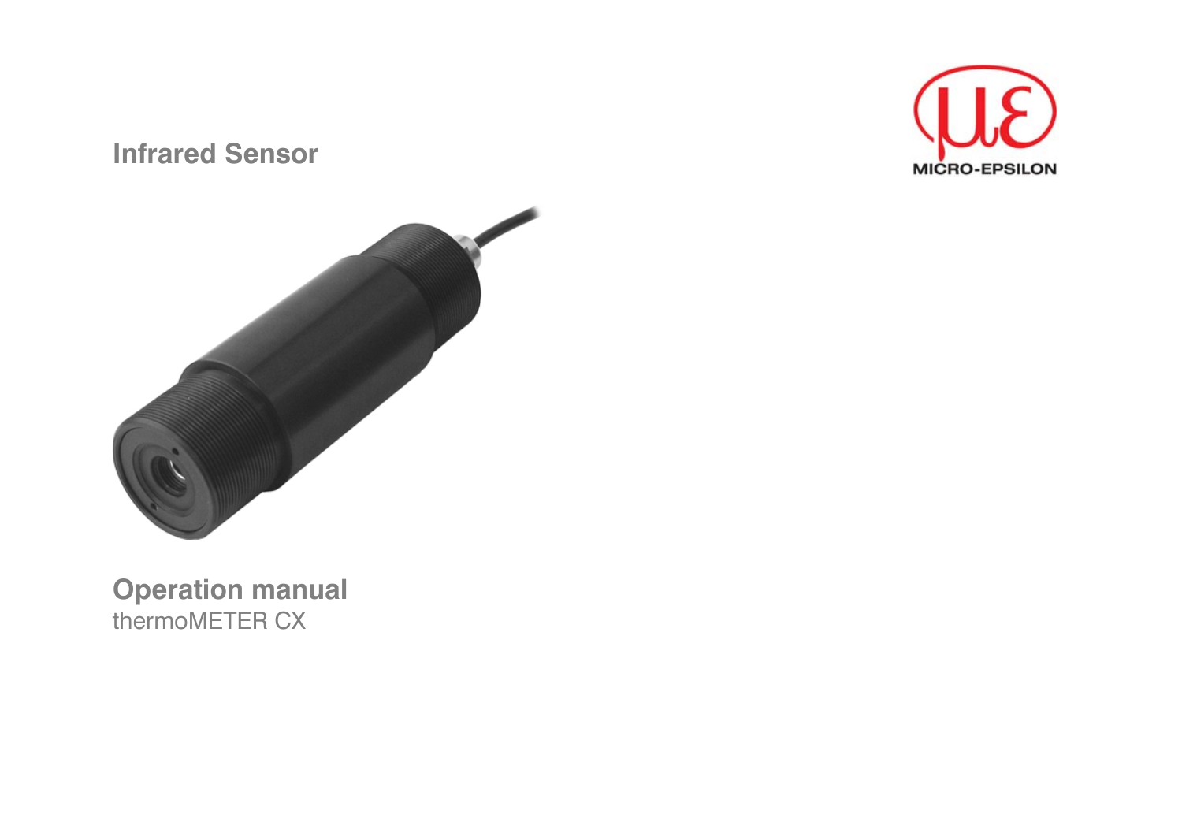**Infrared Sensor**

MICRO-EPSILON

# Operation manual

thermoMETER CX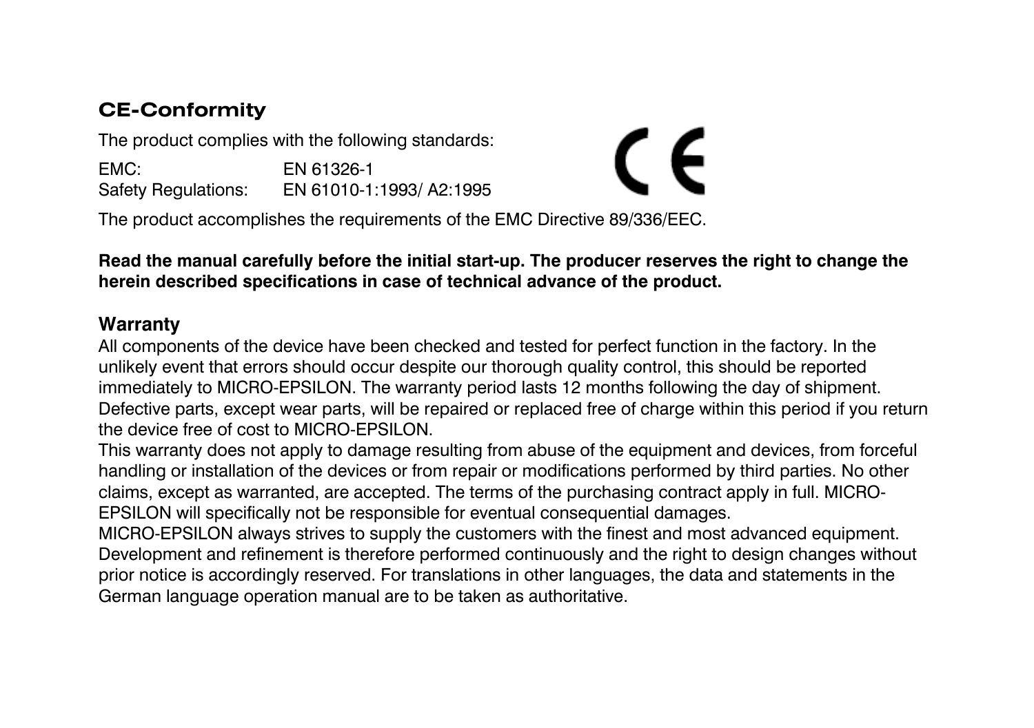## CE-Conformity

The product complies with the following standards:

| | |
|---|---|
| EMC: | EN 61326-1 |
| Safety Regulations: | EN 61010-1:1993/ A2:1995 |

The product accomplishes the requirements of the EMC Directive 89/336/EEC.

**Read the manual carefully before the initial start-up. The producer reserves the right to change the herein described specifications in case of technical advance of the product.**

### Warranty

All components of the device have been checked and tested for perfect function in the factory. In the unlikely event that errors should occur despite our thorough quality control, this should be reported immediately to MICRO-EPSILON. The warranty period lasts 12 months following the day of shipment. Defective parts, except wear parts, will be repaired or replaced free of charge within this period if you return the device free of cost to MICRO-EPSILON.

This warranty does not apply to damage resulting from abuse of the equipment and devices, from forceful handling or installation of the devices or from repair or modifications performed by third parties. No other claims, except as warranted, are accepted. The terms of the purchasing contract apply in full. MICRO-EPSILON will specifically not be responsible for eventual consequential damages.

MICRO-EPSILON always strives to supply the customers with the finest and most advanced equipment. Development and refinement is therefore performed continuously and the right to design changes without prior notice is accordingly reserved. For translations in other languages, the data and statements in the German language operation manual are to be taken as authoritative.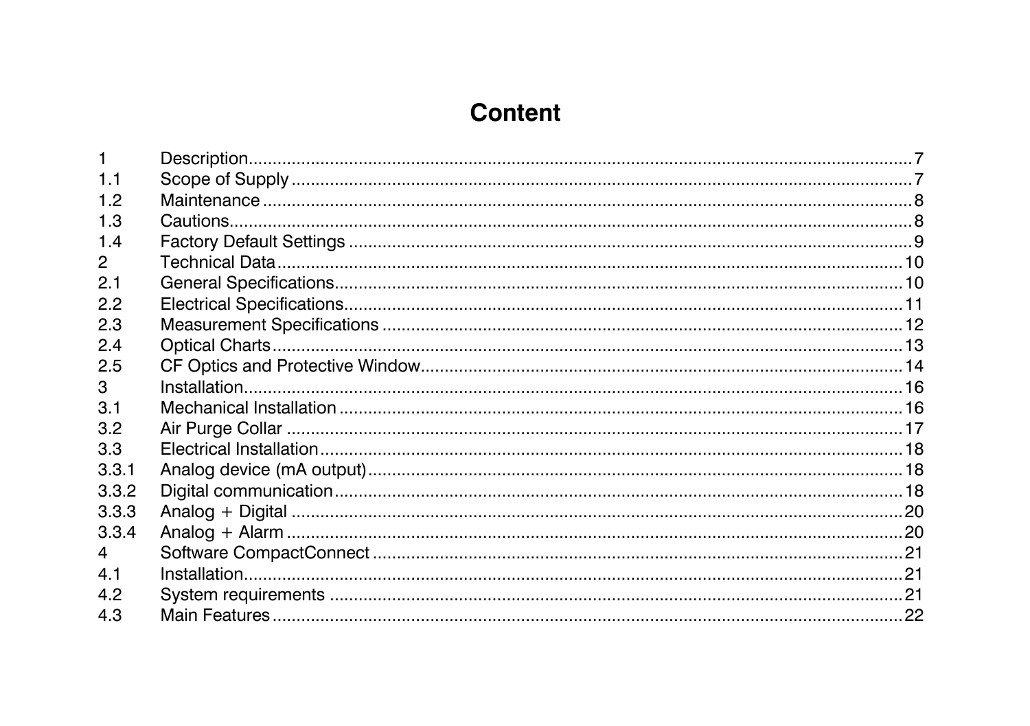# Content

| | | |
|---|---|---|
| 1 | Description | 7 |
| 1.1 | Scope of Supply | 7 |
| 1.2 | Maintenance | 8 |
| 1.3 | Cautions | 8 |
| 1.4 | Factory Default Settings | 9 |
| 2 | Technical Data | 10 |
| 2.1 | General Specifications | 10 |
| 2.2 | Electrical Specifications | 11 |
| 2.3 | Measurement Specifications | 12 |
| 2.4 | Optical Charts | 13 |
| 2.5 | CF Optics and Protective Window | 14 |
| 3 | Installation | 16 |
| 3.1 | Mechanical Installation | 16 |
| 3.2 | Air Purge Collar | 17 |
| 3.3 | Electrical Installation | 18 |
| 3.3.1 | Analog device (mA output) | 18 |
| 3.3.2 | Digital communication | 18 |
| 3.3.3 | Analog + Digital | 20 |
| 3.3.4 | Analog + Alarm | 20 |
| 4 | Software CompactConnect | 21 |
| 4.1 | Installation | 21 |
| 4.2 | System requirements | 21 |
| 4.3 | Main Features | 22 |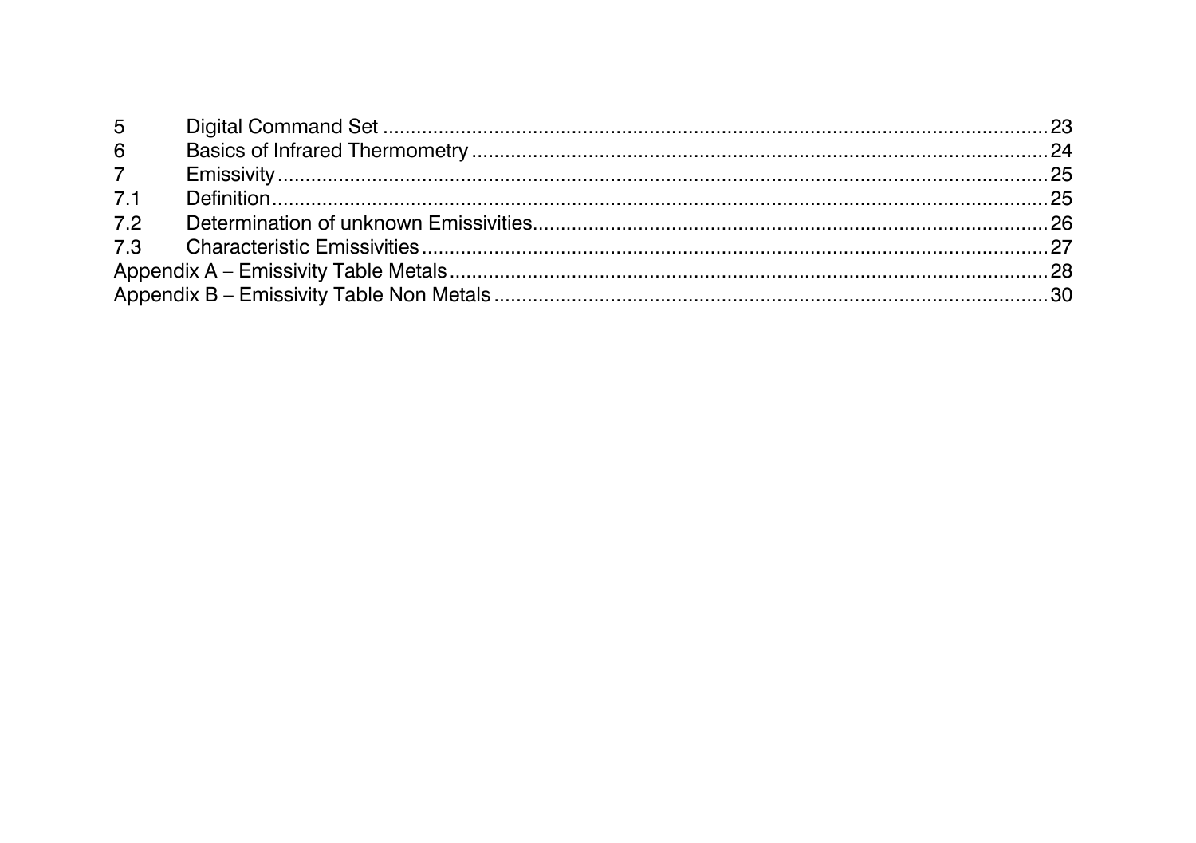| | | |
|---|---|---|
| 5 | Digital Command Set | 23 |
| 6 | Basics of Infrared Thermometry | 24 |
| 7 | Emissivity | 25 |
| 7.1 | Definition | 25 |
| 7.2 | Determination of unknown Emissivities | 26 |
| 7.3 | Characteristic Emissivities | 27 |
| Appendix A – Emissivity Table Metals | | 28 |
| Appendix B – Emissivity Table Non Metals | | 30 |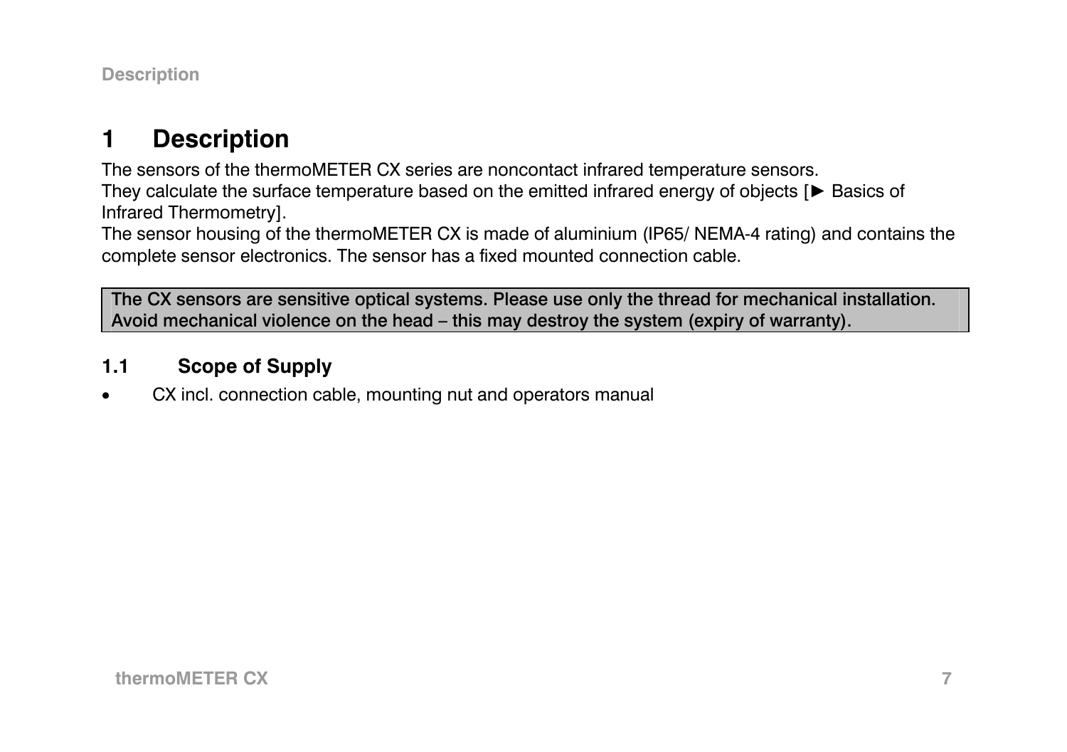# 1 Description

The sensors of the thermoMETER CX series are noncontact infrared temperature sensors.
They calculate the surface temperature based on the emitted infrared energy of objects [► Basics of Infrared Thermometry].
The sensor housing of the thermoMETER CX is made of aluminium (IP65/ NEMA-4 rating) and contains the complete sensor electronics. The sensor has a fixed mounted connection cable.

| The CX sensors are sensitive optical systems. Please use only the thread for mechanical installation. Avoid mechanical violence on the head – this may destroy the system (expiry of warranty). |
|---|

## 1.1 Scope of Supply

- CX incl. connection cable, mounting nut and operators manual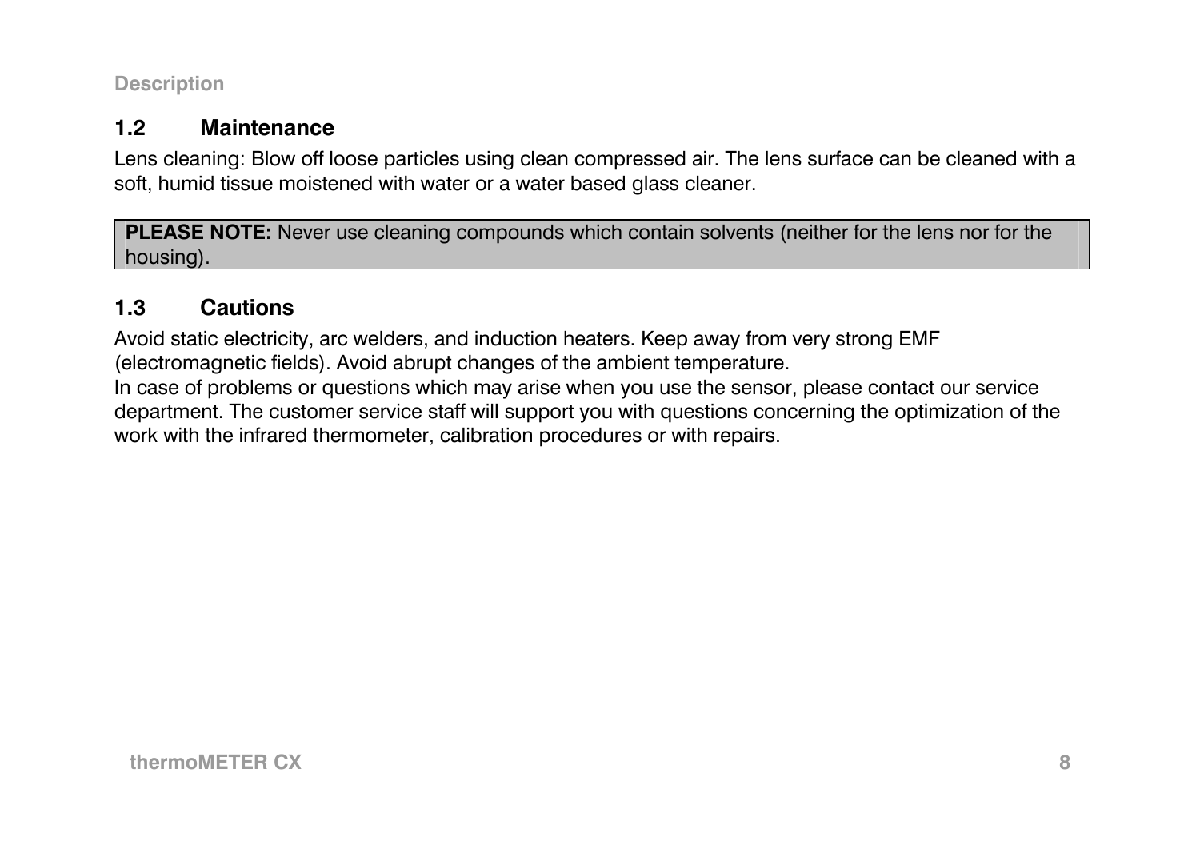## 1.2 Maintenance

Lens cleaning: Blow off loose particles using clean compressed air. The lens surface can be cleaned with a soft, humid tissue moistened with water or a water based glass cleaner.

**PLEASE NOTE:** Never use cleaning compounds which contain solvents (neither for the lens nor for the housing).

## 1.3 Cautions

Avoid static electricity, arc welders, and induction heaters. Keep away from very strong EMF (electromagnetic fields). Avoid abrupt changes of the ambient temperature.
In case of problems or questions which may arise when you use the sensor, please contact our service department. The customer service staff will support you with questions concerning the optimization of the work with the infrared thermometer, calibration procedures or with repairs.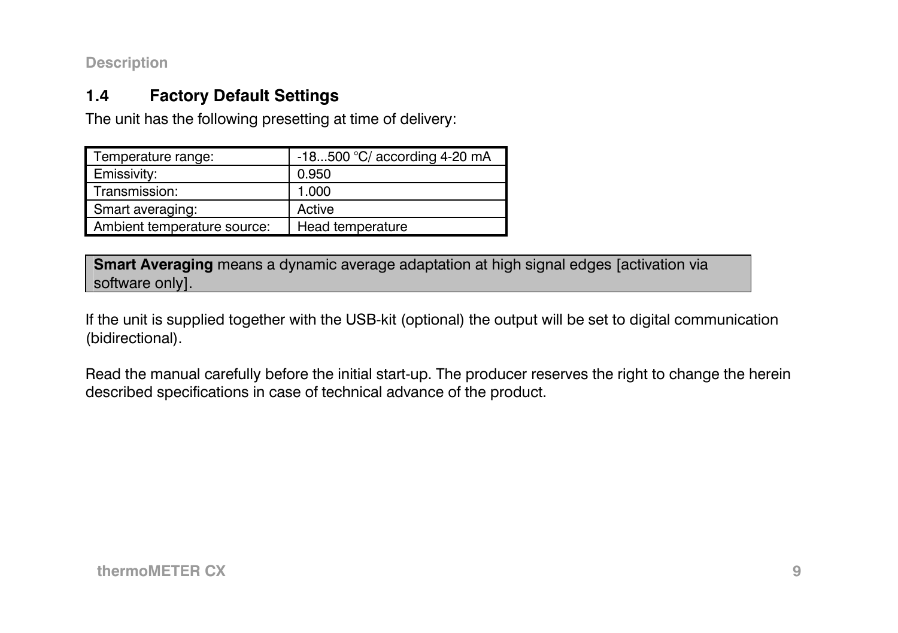## 1.4 Factory Default Settings

The unit has the following presetting at time of delivery:

| Temperature range: | -18...500 °C/ according 4-20 mA |
|---|---|
| Emissivity: | 0.950 |
| Transmission: | 1.000 |
| Smart averaging: | Active |
| Ambient temperature source: | Head temperature |

**Smart Averaging** means a dynamic average adaptation at high signal edges [activation via software only].

If the unit is supplied together with the USB-kit (optional) the output will be set to digital communication (bidirectional).

Read the manual carefully before the initial start-up. The producer reserves the right to change the herein described specifications in case of technical advance of the product.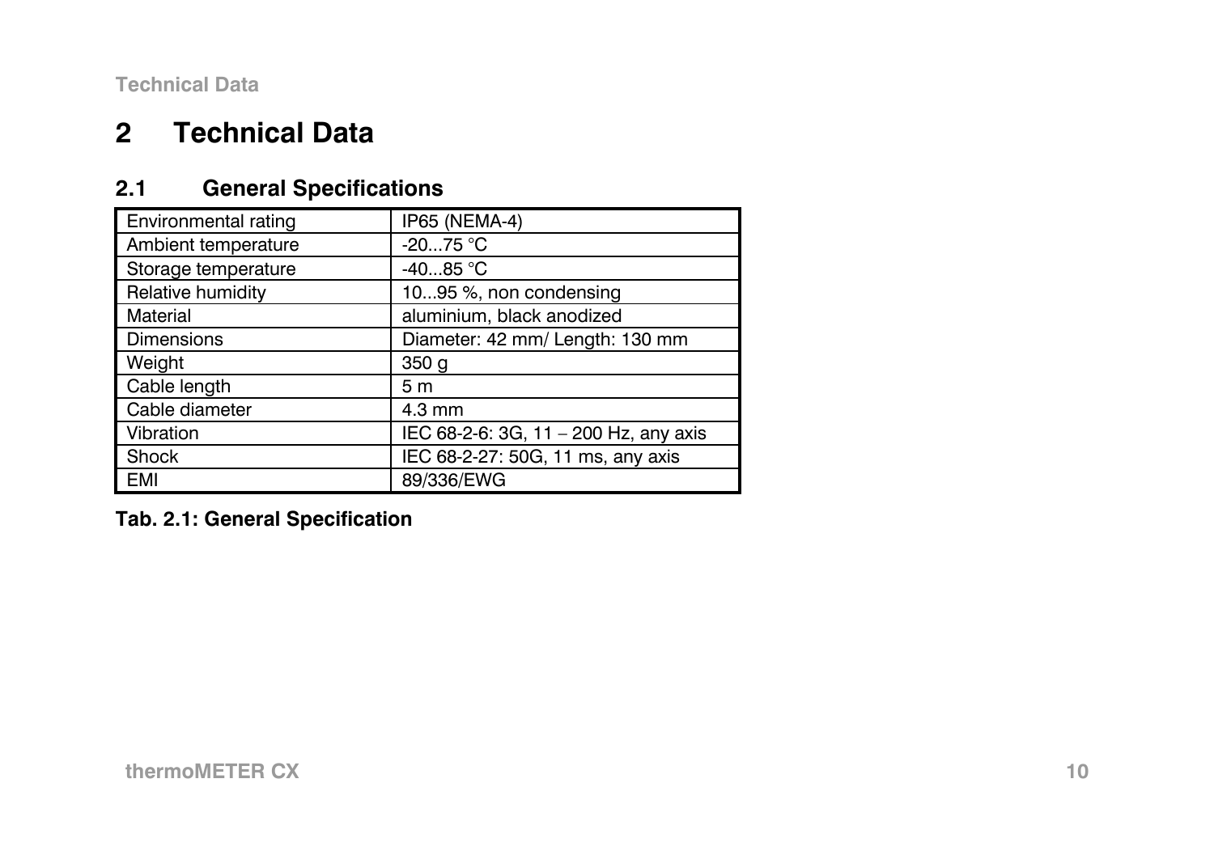# 2 Technical Data

## 2.1 General Specifications

| Environmental rating | IP65 (NEMA-4) |
|---|---|
| Ambient temperature | -20...75 °C |
| Storage temperature | -40...85 °C |
| Relative humidity | 10...95 %, non condensing |
| Material | aluminium, black anodized |
| Dimensions | Diameter: 42 mm/ Length: 130 mm |
| Weight | 350 g |
| Cable length | 5 m |
| Cable diameter | 4.3 mm |
| Vibration | IEC 68-2-6: 3G, 11 – 200 Hz, any axis |
| Shock | IEC 68-2-27: 50G, 11 ms, any axis |
| EMI | 89/336/EWG |

**Tab. 2.1: General Specification**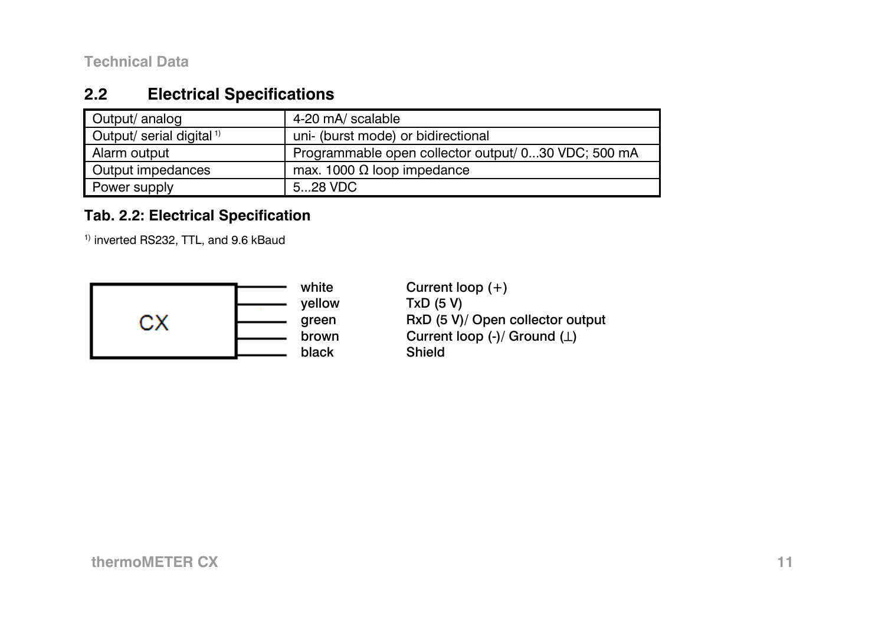## 2.2 Electrical Specifications

| | |
|---|---|
| Output/ analog | 4-20 mA/ scalable |
| Output/ serial digital [1] | uni- (burst mode) or bidirectional |
| Alarm output | Programmable open collector output/ 0...30 VDC; 500 mA |
| Output impedances | max. 1000 Ω loop impedance |
| Power supply | 5...28 VDC |

**Tab. 2.2: Electrical Specification**

[1] inverted RS232, TTL, and 9.6 kBaud

CX

| | |
|---|---|
| white | Current loop (+) |
| yellow | TxD (5 V) |
| green | RxD (5 V)/ Open collector output |
| brown | Current loop (-)/ Ground (⊥) |
| black | Shield |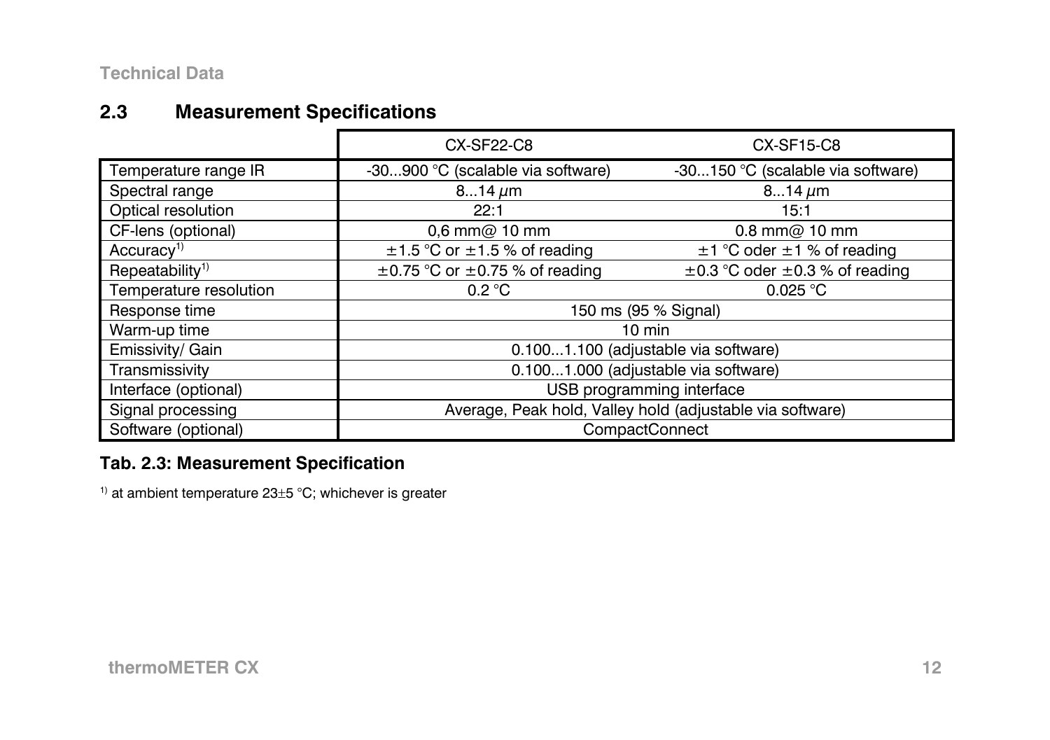## 2.3 Measurement Specifications

| | CX-SF22-C8 | CX-SF15-C8 |
|---|---|---|
| Temperature range IR | -30...900 °C (scalable via software) | -30...150 °C (scalable via software) |
| Spectral range | 8...14 $\mu$m | 8...14 $\mu$m |
| Optical resolution | 22:1 | 15:1 |
| CF-lens (optional) | 0,6 mm@ 10 mm | 0.8 mm@ 10 mm |
| Accuracy[1)] | ±1.5 °C or ±1.5 % of reading | ±1 °C oder ±1 % of reading |
| Repeatability[1)] | ±0.75 °C or ±0.75 % of reading | ±0.3 °C oder ±0.3 % of reading |
| Temperature resolution | 0.2 °C | 0.025 °C |
| Response time | 150 ms (95 % Signal) | |
| Warm-up time | 10 min | |
| Emissivity/ Gain | 0.100...1.100 (adjustable via software) | |
| Transmissivity | 0.100...1.000 (adjustable via software) | |
| Interface (optional) | USB programming interface | |
| Signal processing | Average, Peak hold, Valley hold (adjustable via software) | |
| Software (optional) | CompactConnect | |

**Tab. 2.3: Measurement Specification**

[1)] at ambient temperature 23±5 °C; whichever is greater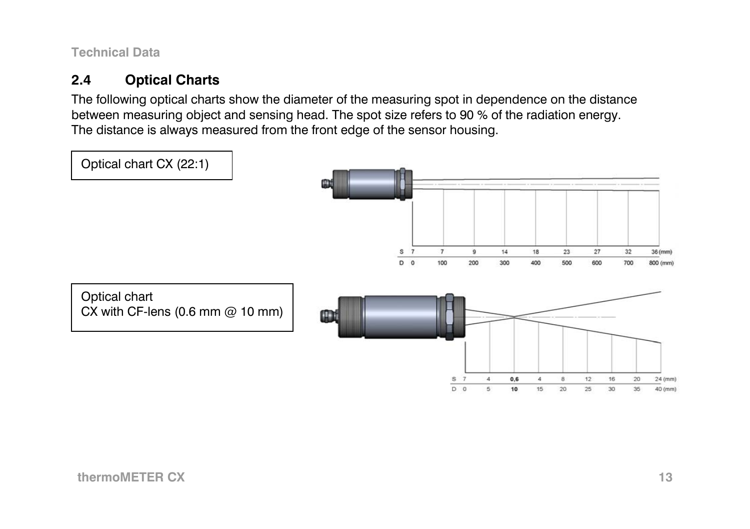## 2.4 Optical Charts

The following optical charts show the diameter of the measuring spot in dependence on the distance between measuring object and sensing head. The spot size refers to 90 % of the radiation energy. The distance is always measured from the front edge of the sensor housing.

Optical chart CX (22:1)

| S | 7 | 7 | 9 | 14 | 18 | 23 | 27 | 32 | 36 (mm) |
|---|---|---|---|---|---|---|---|---|---|
| D | 0 | 100 | 200 | 300 | 400 | 500 | 600 | 700 | 800 (mm) |

Optical chart
CX with CF-lens (0.6 mm @ 10 mm)

| S | 7 | 4 | **0,6** | 4 | 8 | 12 | 16 | 20 | 24 (mm) |
|---|---|---|---|---|---|---|---|---|---|
| D | 0 | 5 | **10** | 15 | 20 | 25 | 30 | 35 | 40 (mm) |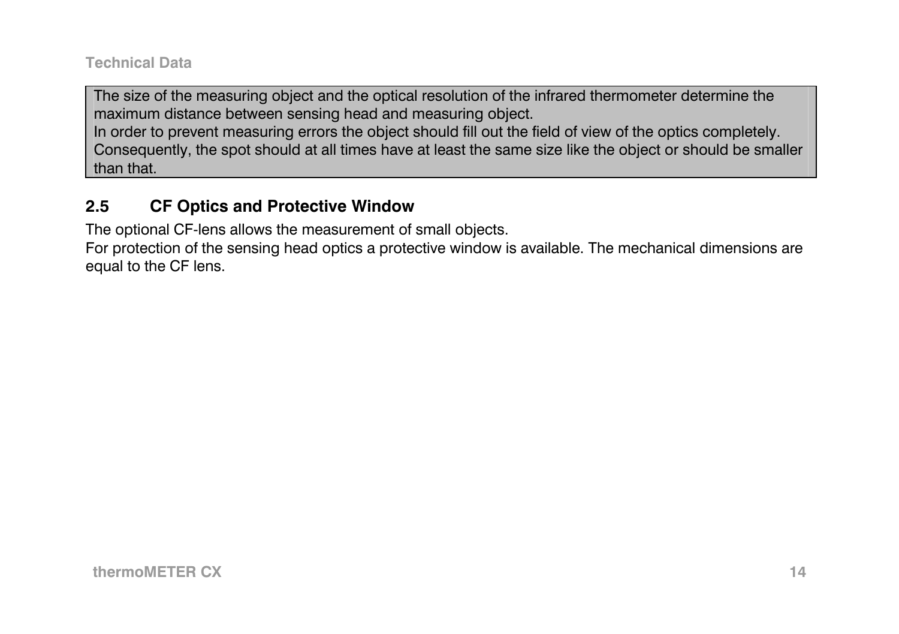The size of the measuring object and the optical resolution of the infrared thermometer determine the maximum distance between sensing head and measuring object.
In order to prevent measuring errors the object should fill out the field of view of the optics completely. Consequently, the spot should at all times have at least the same size like the object or should be smaller than that.

## 2.5 CF Optics and Protective Window

The optional CF-lens allows the measurement of small objects.
For protection of the sensing head optics a protective window is available. The mechanical dimensions are equal to the CF lens.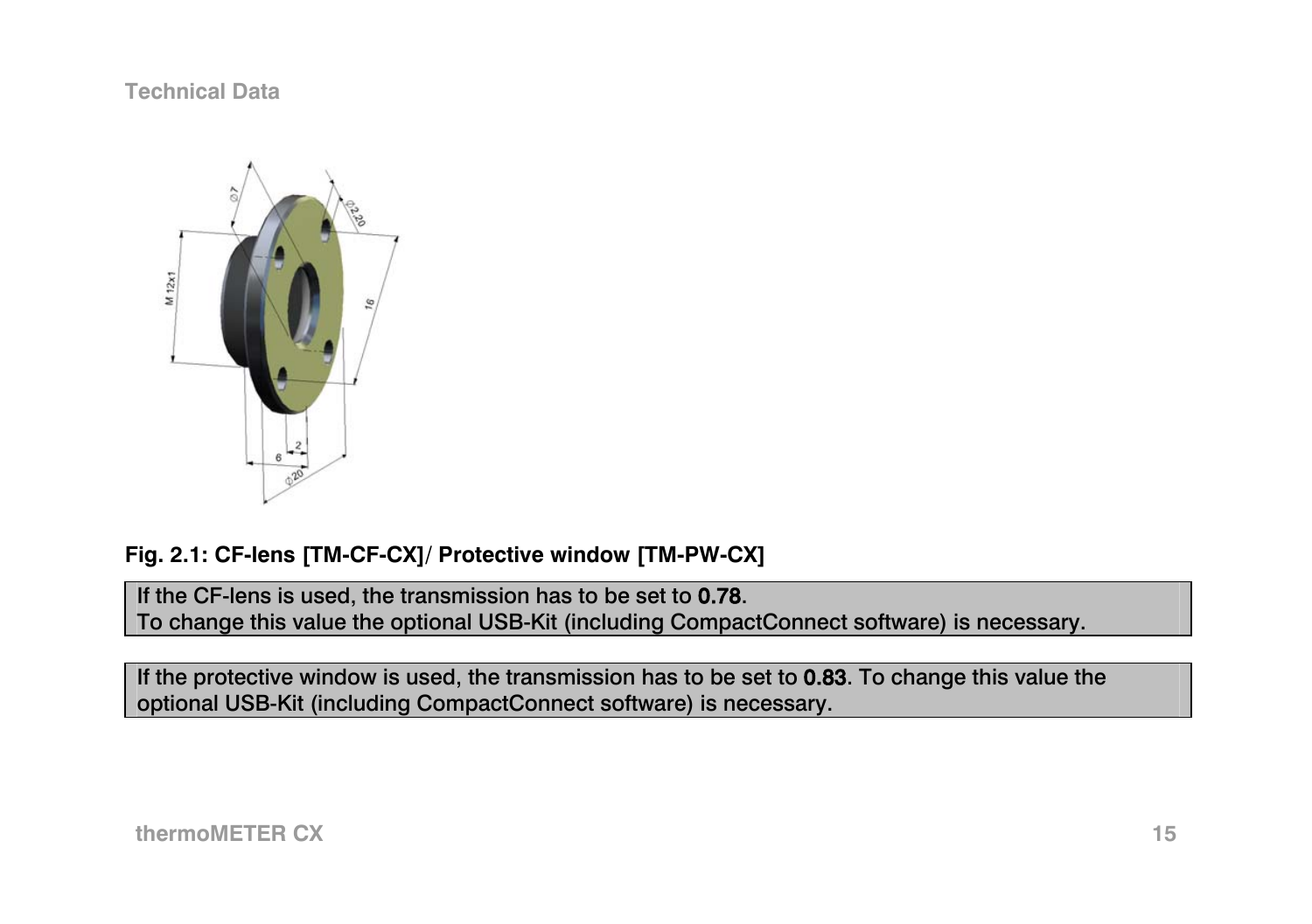Fig. 2.1: CF-lens [TM-CF-CX]/ Protective window [TM-PW-CX]

If the CF-lens is used, the transmission has to be set to **0.78**.
To change this value the optional USB-Kit (including CompactConnect software) is necessary.

If the protective window is used, the transmission has to be set to **0.83**. To change this value the optional USB-Kit (including CompactConnect software) is necessary.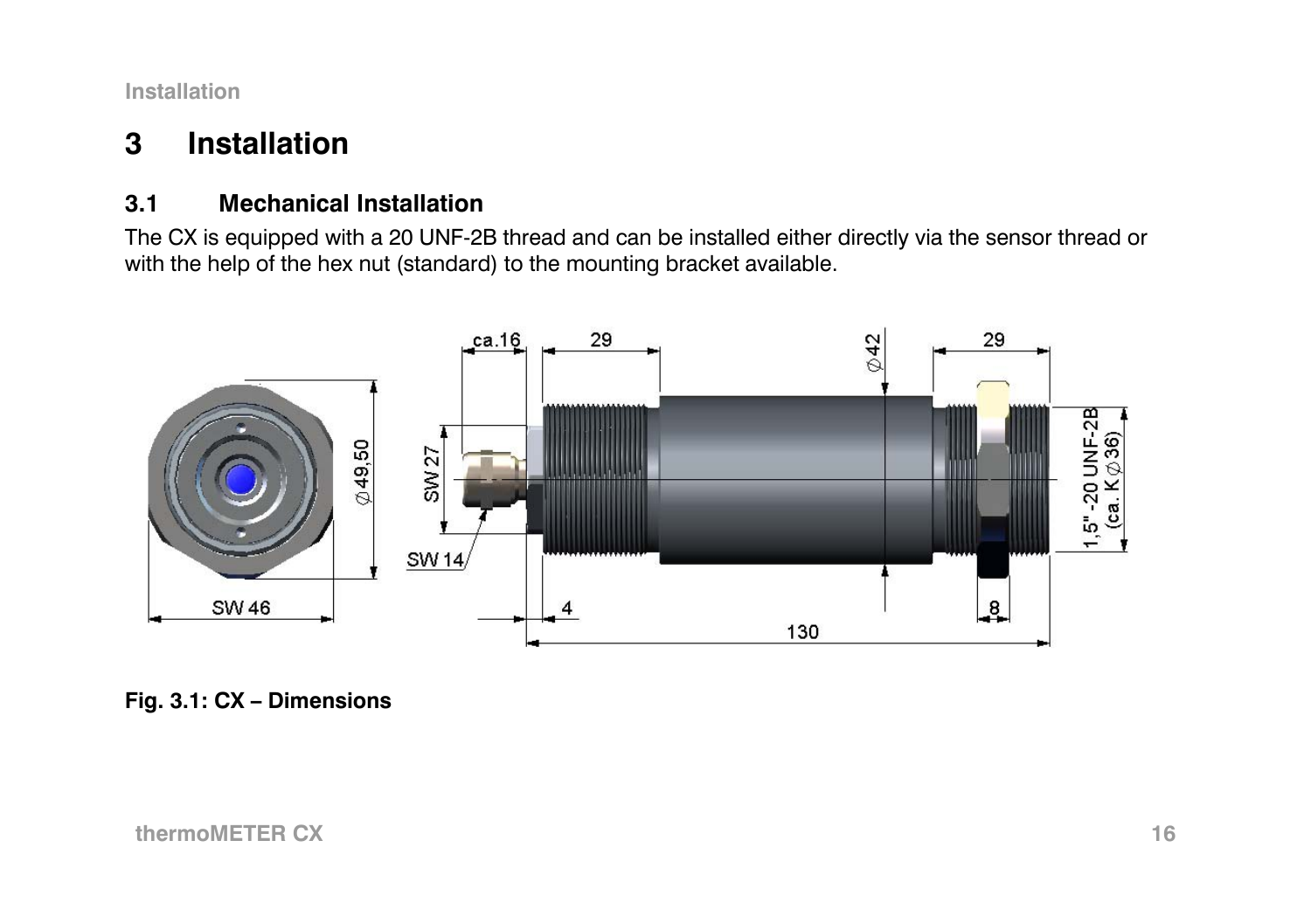# 3 Installation

## 3.1 Mechanical Installation

The CX is equipped with a 20 UNF-2B thread and can be installed either directly via the sensor thread or with the help of the hex nut (standard) to the mounting bracket available.

**Fig. 3.1: CX – Dimensions**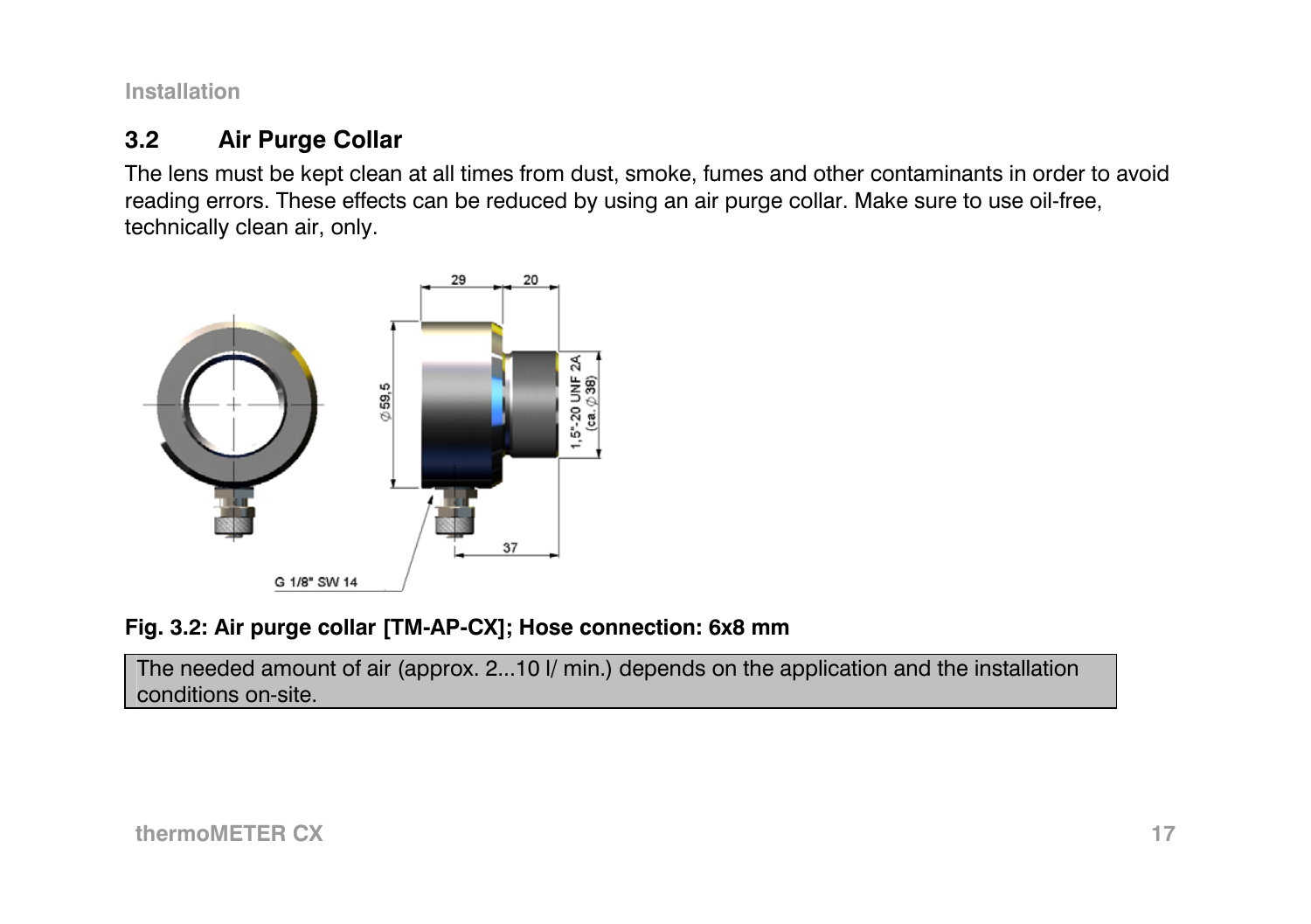## 3.2 Air Purge Collar

The lens must be kept clean at all times from dust, smoke, fumes and other contaminants in order to avoid reading errors. These effects can be reduced by using an air purge collar. Make sure to use oil-free, technically clean air, only.

**Fig. 3.2: Air purge collar [TM-AP-CX]; Hose connection: 6x8 mm**

| The needed amount of air (approx. 2...10 l/ min.) depends on the application and the installation conditions on-site. |
|---|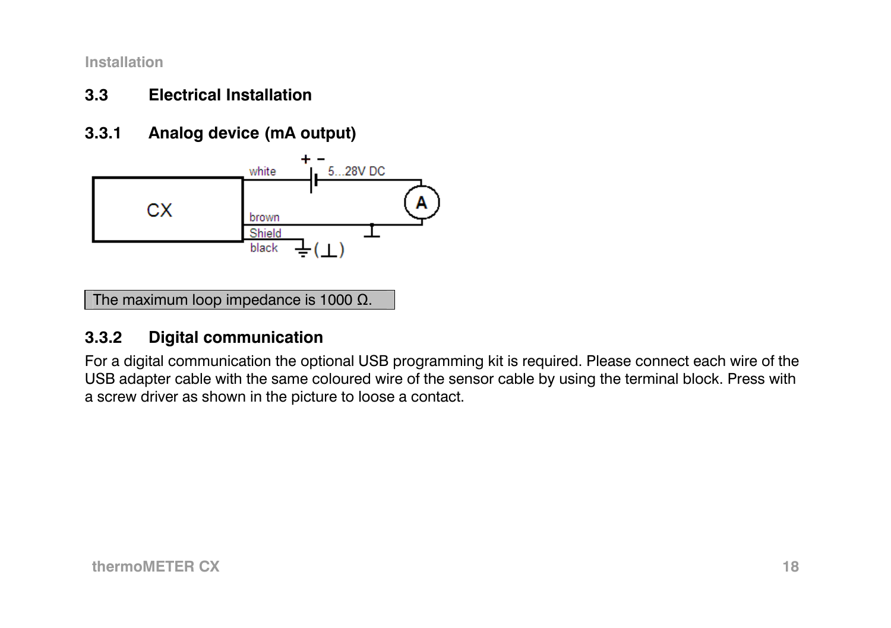## 3.3 Electrical Installation

### 3.3.1 Analog device (mA output)

The maximum loop impedance is 1000 Ω.

### 3.3.2 Digital communication

For a digital communication the optional USB programming kit is required. Please connect each wire of the USB adapter cable with the same coloured wire of the sensor cable by using the terminal block. Press with a screw driver as shown in the picture to loose a contact.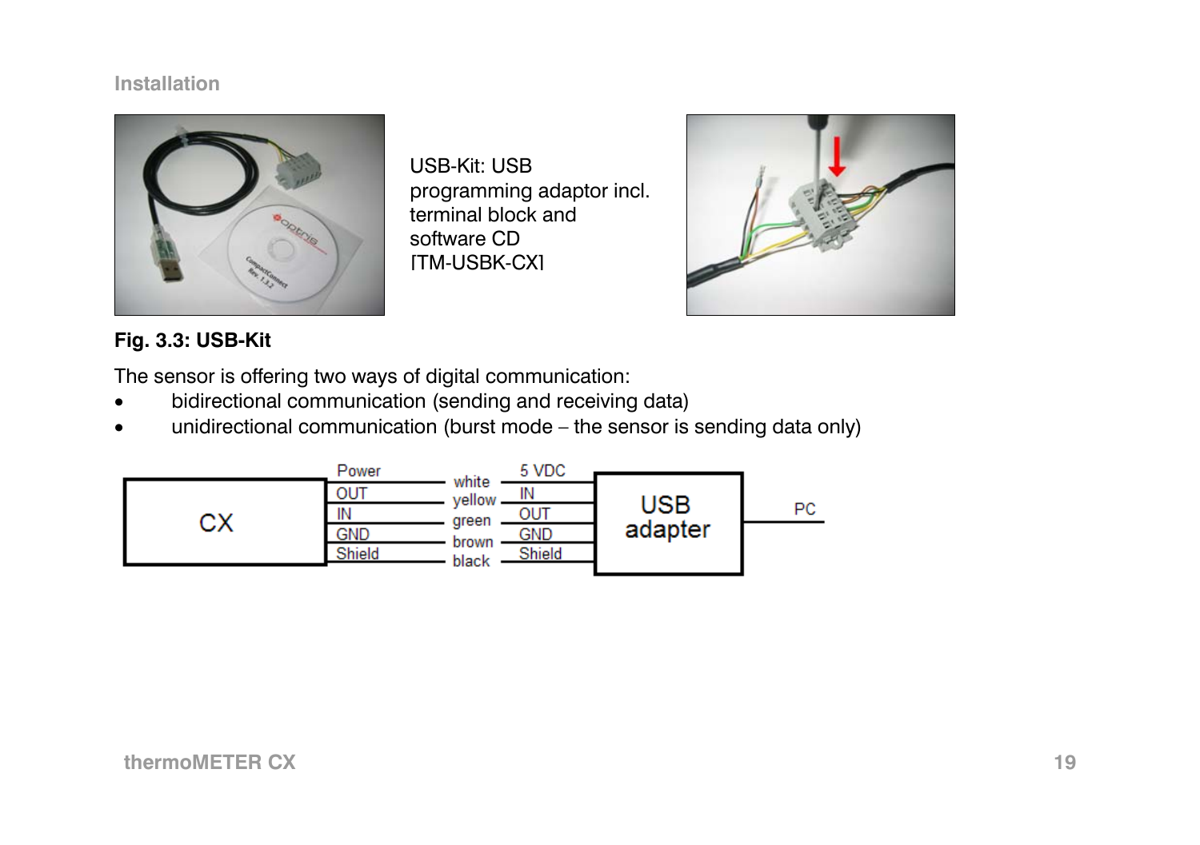USB-Kit: USB programming adaptor incl. terminal block and software CD [TM-USBK-CX]

**Fig. 3.3: USB-Kit**

The sensor is offering two ways of digital communication:

- bidirectional communication (sending and receiving data)
- unidirectional communication (burst mode – the sensor is sending data only)

| CX | Wire | USB adapter |
|---|---|---|
| Power | white | 5 VDC |
| OUT | yellow | IN |
| IN | green | OUT |
| GND | brown | GND |
| Shield | black | Shield |

USB adapter – PC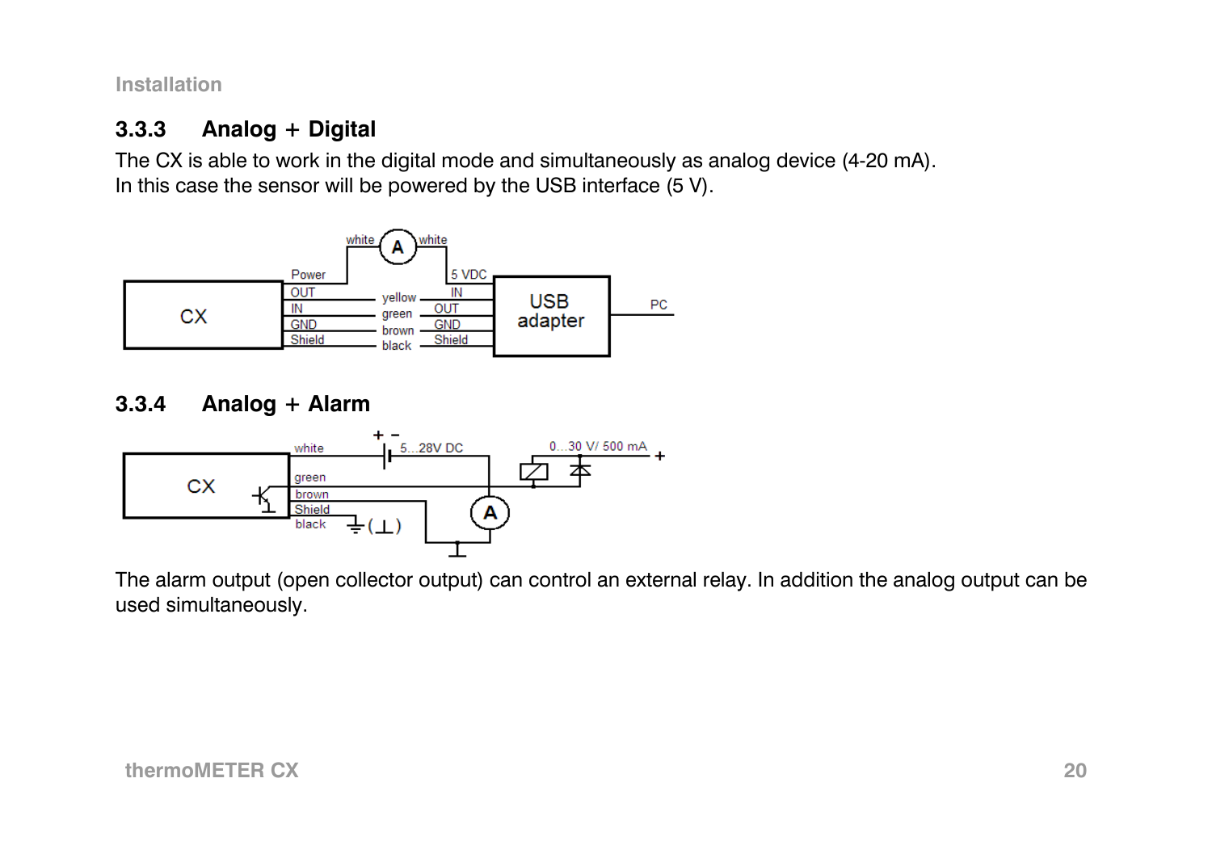### 3.3.3 Analog + Digital

The CX is able to work in the digital mode and simultaneously as analog device (4-20 mA).
In this case the sensor will be powered by the USB interface (5 V).

### 3.3.4 Analog + Alarm

The alarm output (open collector output) can control an external relay. In addition the analog output can be used simultaneously.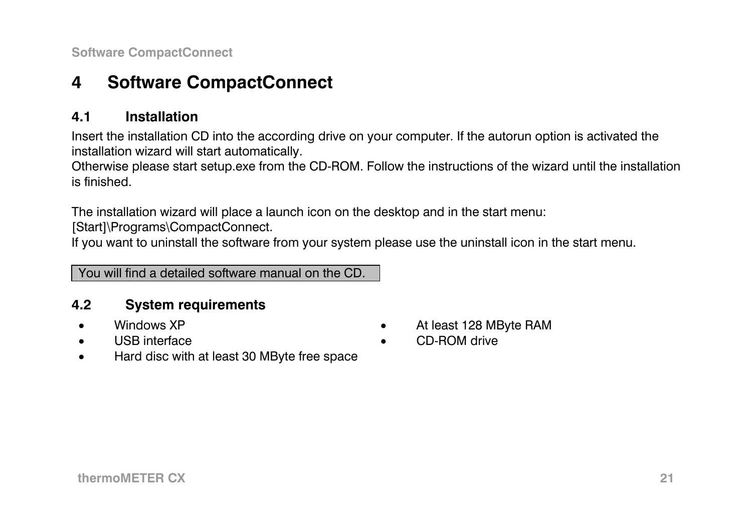# 4 Software CompactConnect

## 4.1 Installation

Insert the installation CD into the according drive on your computer. If the autorun option is activated the installation wizard will start automatically.
Otherwise please start setup.exe from the CD-ROM. Follow the instructions of the wizard until the installation is finished.

The installation wizard will place a launch icon on the desktop and in the start menu:
[Start]\Programs\CompactConnect.
If you want to uninstall the software from your system please use the uninstall icon in the start menu.

You will find a detailed software manual on the CD.

## 4.2 System requirements

- Windows XP
- USB interface
- Hard disc with at least 30 MByte free space
- At least 128 MByte RAM
- CD-ROM drive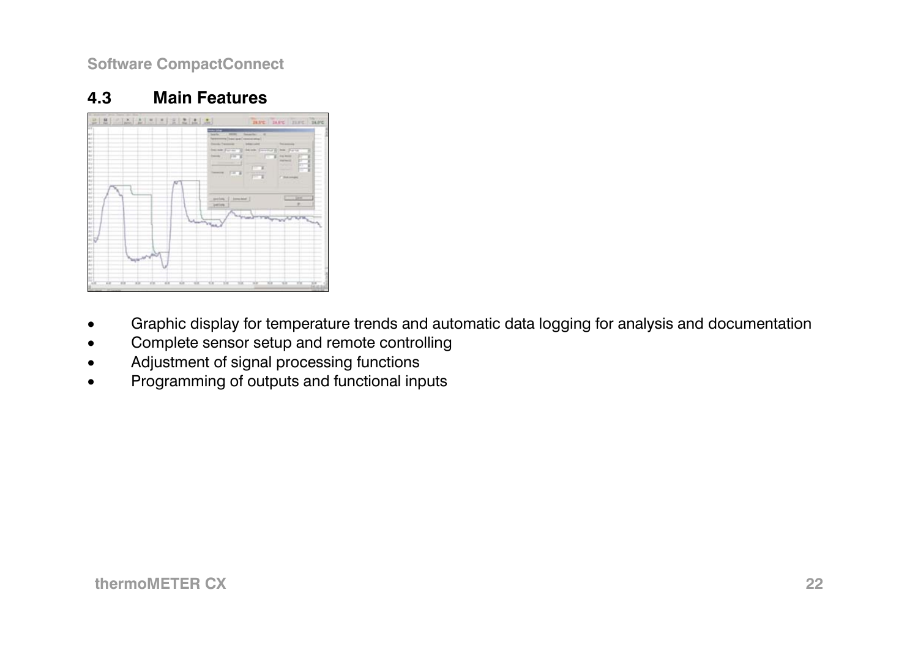## 4.3 Main Features

- Graphic display for temperature trends and automatic data logging for analysis and documentation
- Complete sensor setup and remote controlling
- Adjustment of signal processing functions
- Programming of outputs and functional inputs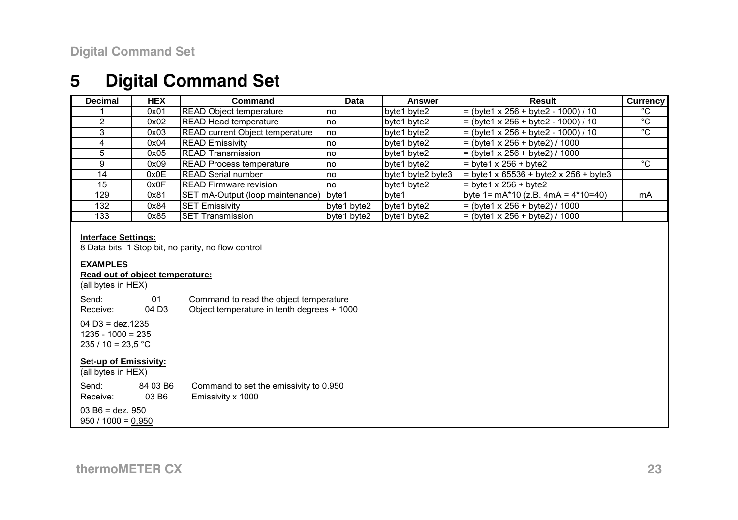# 5 Digital Command Set

| Decimal | HEX | Command | Data | Answer | Result | Currency |
|---|---|---|---|---|---|---|
| 1 | 0x01 | READ Object temperature | no | byte1 byte2 | = (byte1 x 256 + byte2 - 1000) / 10 | °C |
| 2 | 0x02 | READ Head temperature | no | byte1 byte2 | = (byte1 x 256 + byte2 - 1000) / 10 | °C |
| 3 | 0x03 | READ current Object temperature | no | byte1 byte2 | = (byte1 x 256 + byte2 - 1000) / 10 | °C |
| 4 | 0x04 | READ Emissivity | no | byte1 byte2 | = (byte1 x 256 + byte2) / 1000 | |
| 5 | 0x05 | READ Transmission | no | byte1 byte2 | = (byte1 x 256 + byte2) / 1000 | |
| 9 | 0x09 | READ Process temperature | no | byte1 byte2 | = byte1 x 256 + byte2 | °C |
| 14 | 0x0E | READ Serial number | no | byte1 byte2 byte3 | = byte1 x 65536 + byte2 x 256 + byte3 | |
| 15 | 0x0F | READ Firmware revision | no | byte1 byte2 | = byte1 x 256 + byte2 | |
| 129 | 0x81 | SET mA-Output (loop maintenance) | byte1 | byte1 | byte 1= mA*10 (z.B. 4mA = 4*10=40) | mA |
| 132 | 0x84 | SET Emissivity | byte1 byte2 | byte1 byte2 | = (byte1 x 256 + byte2) / 1000 | |
| 133 | 0x85 | SET Transmission | byte1 byte2 | byte1 byte2 | = (byte1 x 256 + byte2) / 1000 | |

**Interface Settings:**

8 Data bits, 1 Stop bit, no parity, no flow control

**EXAMPLES**

**Read out of object temperature:**

(all bytes in HEX)

| | | |
|---|---|---|
| Send: | 01 | Command to read the object temperature |
| Receive: | 04 D3 | Object temperature in tenth degrees + 1000 |

04 D3 = dez.1235
1235 - 1000 = 235
235 / 10 = 23,5 °C

**Set-up of Emissivity:**

(all bytes in HEX)

| | | |
|---|---|---|
| Send: | 84 03 B6 | Command to set the emissivity to 0.950 |
| Receive: | 03 B6 | Emissivity x 1000 |

03 B6 = dez. 950
950 / 1000 = 0,950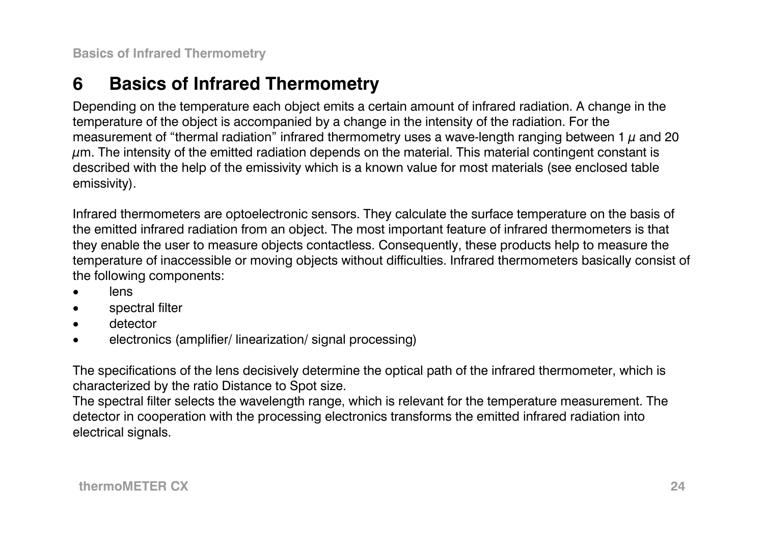# 6 Basics of Infrared Thermometry

Depending on the temperature each object emits a certain amount of infrared radiation. A change in the temperature of the object is accompanied by a change in the intensity of the radiation. For the measurement of “thermal radiation” infrared thermometry uses a wave-length ranging between 1 $\mu$ and 20 $\mu$m. The intensity of the emitted radiation depends on the material. This material contingent constant is described with the help of the emissivity which is a known value for most materials (see enclosed table emissivity).

Infrared thermometers are optoelectronic sensors. They calculate the surface temperature on the basis of the emitted infrared radiation from an object. The most important feature of infrared thermometers is that they enable the user to measure objects contactless. Consequently, these products help to measure the temperature of inaccessible or moving objects without difficulties. Infrared thermometers basically consist of the following components:

- lens
- spectral filter
- detector
- electronics (amplifier/ linearization/ signal processing)

The specifications of the lens decisively determine the optical path of the infrared thermometer, which is characterized by the ratio Distance to Spot size.
The spectral filter selects the wavelength range, which is relevant for the temperature measurement. The detector in cooperation with the processing electronics transforms the emitted infrared radiation into electrical signals.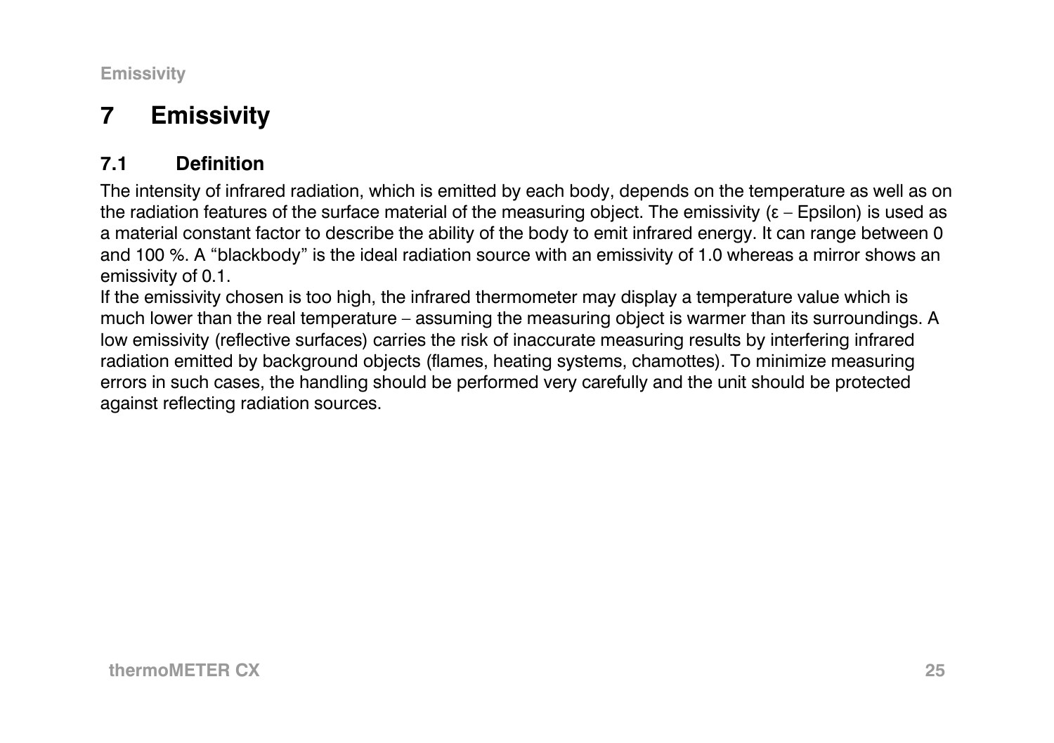# 7 Emissivity

## 7.1 Definition

The intensity of infrared radiation, which is emitted by each body, depends on the temperature as well as on the radiation features of the surface material of the measuring object. The emissivity (ε – Epsilon) is used as a material constant factor to describe the ability of the body to emit infrared energy. It can range between 0 and 100 %. A “blackbody” is the ideal radiation source with an emissivity of 1.0 whereas a mirror shows an emissivity of 0.1.

If the emissivity chosen is too high, the infrared thermometer may display a temperature value which is much lower than the real temperature – assuming the measuring object is warmer than its surroundings. A low emissivity (reflective surfaces) carries the risk of inaccurate measuring results by interfering infrared radiation emitted by background objects (flames, heating systems, chamottes). To minimize measuring errors in such cases, the handling should be performed very carefully and the unit should be protected against reflecting radiation sources.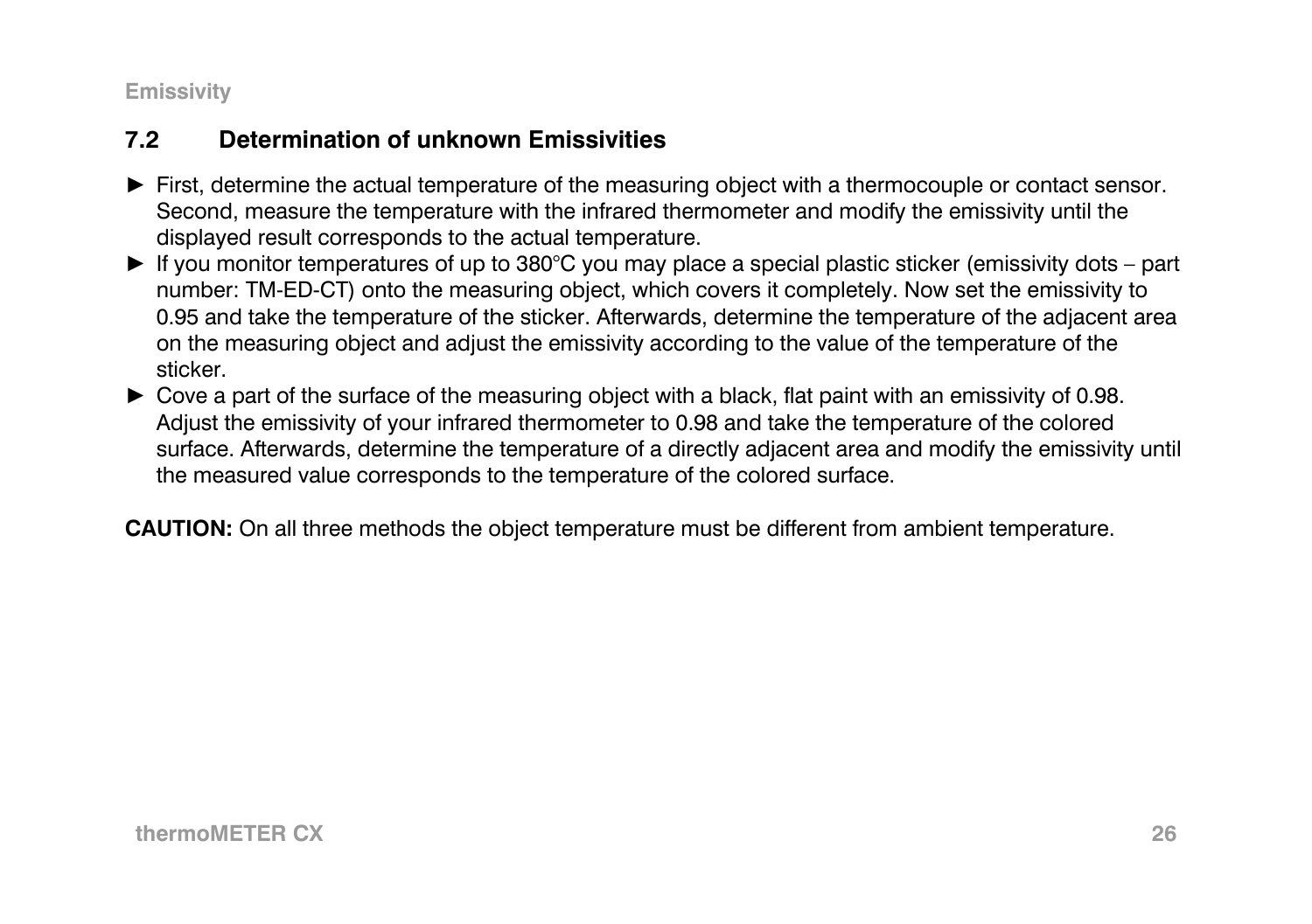## 7.2 Determination of unknown Emissivities

- ► First, determine the actual temperature of the measuring object with a thermocouple or contact sensor. Second, measure the temperature with the infrared thermometer and modify the emissivity until the displayed result corresponds to the actual temperature.
- ► If you monitor temperatures of up to 380°C you may place a special plastic sticker (emissivity dots – part number: TM-ED-CT) onto the measuring object, which covers it completely. Now set the emissivity to 0.95 and take the temperature of the sticker. Afterwards, determine the temperature of the adjacent area on the measuring object and adjust the emissivity according to the value of the temperature of the sticker.
- ► Cove a part of the surface of the measuring object with a black, flat paint with an emissivity of 0.98. Adjust the emissivity of your infrared thermometer to 0.98 and take the temperature of the colored surface. Afterwards, determine the temperature of a directly adjacent area and modify the emissivity until the measured value corresponds to the temperature of the colored surface.

**CAUTION:** On all three methods the object temperature must be different from ambient temperature.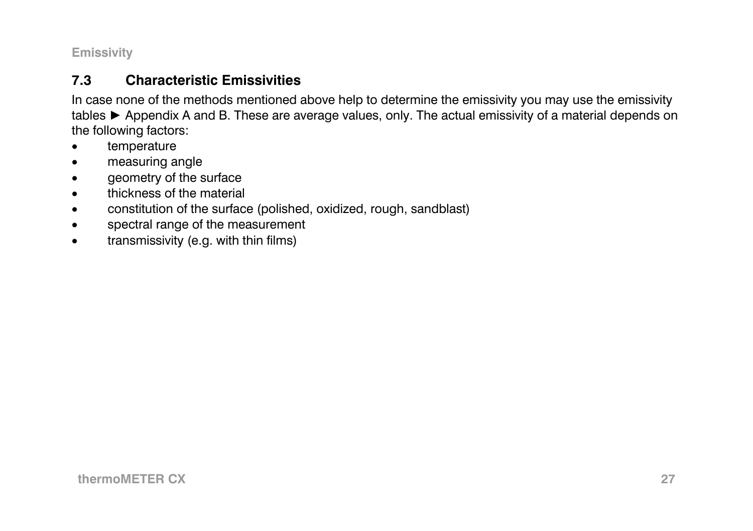## 7.3 Characteristic Emissivities

In case none of the methods mentioned above help to determine the emissivity you may use the emissivity tables ► Appendix A and B. These are average values, only. The actual emissivity of a material depends on the following factors:

- temperature
- measuring angle
- geometry of the surface
- thickness of the material
- constitution of the surface (polished, oxidized, rough, sandblast)
- spectral range of the measurement
- transmissivity (e.g. with thin films)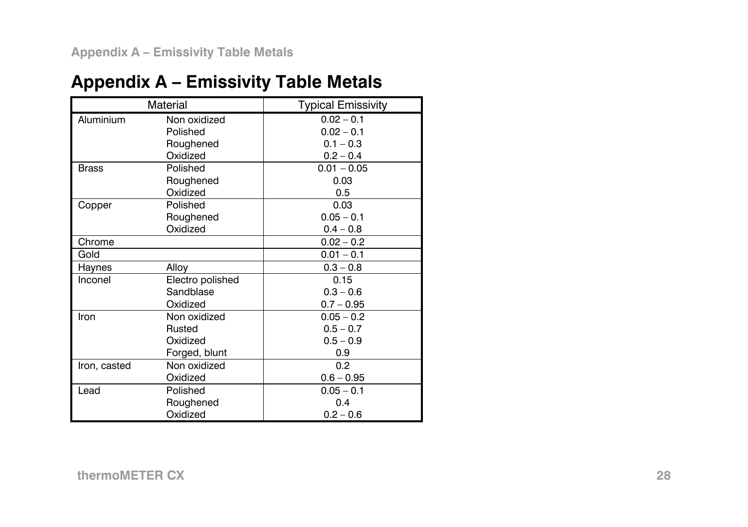## Appendix A – Emissivity Table Metals

| Material | | Typical Emissivity |
|---|---|---|
| Aluminium | Non oxidized | 0.02 – 0.1 |
| | Polished | 0.02 – 0.1 |
| | Roughened | 0.1 – 0.3 |
| | Oxidized | 0.2 – 0.4 |
| Brass | Polished | 0.01 – 0.05 |
| | Roughened | 0.03 |
| | Oxidized | 0.5 |
| Copper | Polished | 0.03 |
| | Roughened | 0.05 – 0.1 |
| | Oxidized | 0.4 – 0.8 |
| Chrome | | 0.02 – 0.2 |
| Gold | | 0.01 – 0.1 |
| Haynes | Alloy | 0.3 – 0.8 |
| Inconel | Electro polished | 0.15 |
| | Sandblase | 0.3 – 0.6 |
| | Oxidized | 0.7 – 0.95 |
| Iron | Non oxidized | 0.05 – 0.2 |
| | Rusted | 0.5 – 0.7 |
| | Oxidized | 0.5 – 0.9 |
| | Forged, blunt | 0.9 |
| Iron, casted | Non oxidized | 0.2 |
| | Oxidized | 0.6 – 0.95 |
| Lead | Polished | 0.05 – 0.1 |
| | Roughened | 0.4 |
| | Oxidized | 0.2 – 0.6 |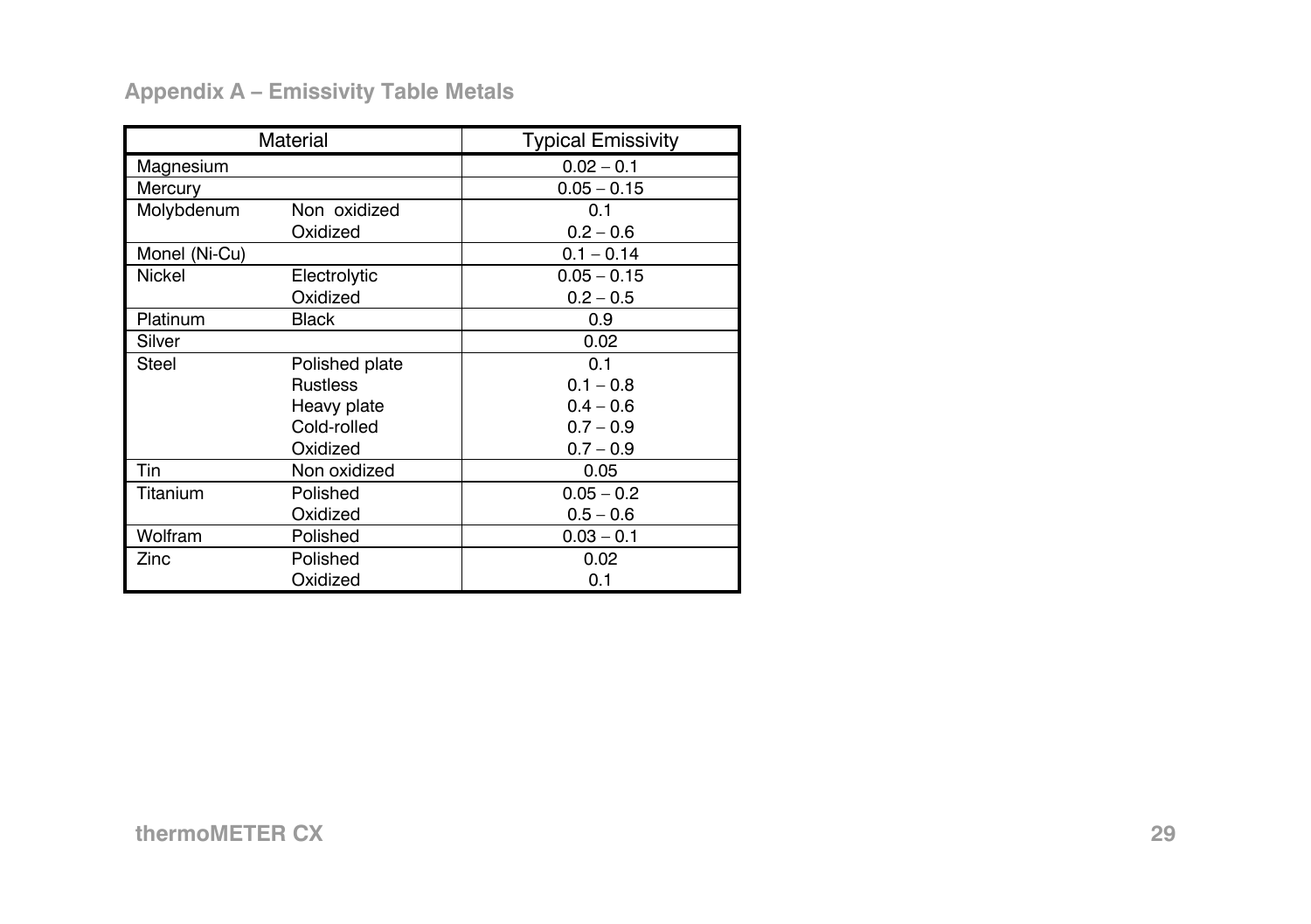## Appendix A – Emissivity Table Metals

| Material | | Typical Emissivity |
|---|---|---|
| Magnesium | | 0.02 – 0.1 |
| Mercury | | 0.05 – 0.15 |
| Molybdenum | Non oxidized | 0.1 |
| | Oxidized | 0.2 – 0.6 |
| Monel (Ni-Cu) | | 0.1 – 0.14 |
| Nickel | Electrolytic | 0.05 – 0.15 |
| | Oxidized | 0.2 – 0.5 |
| Platinum | Black | 0.9 |
| Silver | | 0.02 |
| Steel | Polished plate | 0.1 |
| | Rustless | 0.1 – 0.8 |
| | Heavy plate | 0.4 – 0.6 |
| | Cold-rolled | 0.7 – 0.9 |
| | Oxidized | 0.7 – 0.9 |
| Tin | Non oxidized | 0.05 |
| Titanium | Polished | 0.05 – 0.2 |
| | Oxidized | 0.5 – 0.6 |
| Wolfram | Polished | 0.03 – 0.1 |
| Zinc | Polished | 0.02 |
| | Oxidized | 0.1 |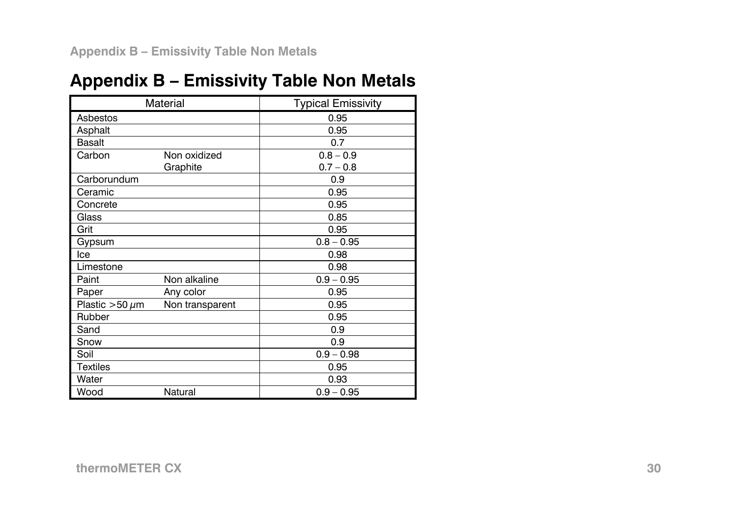# Appendix B – Emissivity Table Non Metals

| Material | | Typical Emissivity |
|---|---|---|
| Asbestos | | 0.95 |
| Asphalt | | 0.95 |
| Basalt | | 0.7 |
| Carbon | Non oxidized<br>Graphite | 0.8 – 0.9<br>0.7 – 0.8 |
| Carborundum | | 0.9 |
| Ceramic | | 0.95 |
| Concrete | | 0.95 |
| Glass | | 0.85 |
| Grit | | 0.95 |
| Gypsum | | 0.8 – 0.95 |
| Ice | | 0.98 |
| Limestone | | 0.98 |
| Paint | Non alkaline | 0.9 – 0.95 |
| Paper | Any color | 0.95 |
| Plastic $>50\,\mu m$ | Non transparent | 0.95 |
| Rubber | | 0.95 |
| Sand | | 0.9 |
| Snow | | 0.9 |
| Soil | | 0.9 – 0.98 |
| Textiles | | 0.95 |
| Water | | 0.93 |
| Wood | Natural | 0.9 – 0.95 |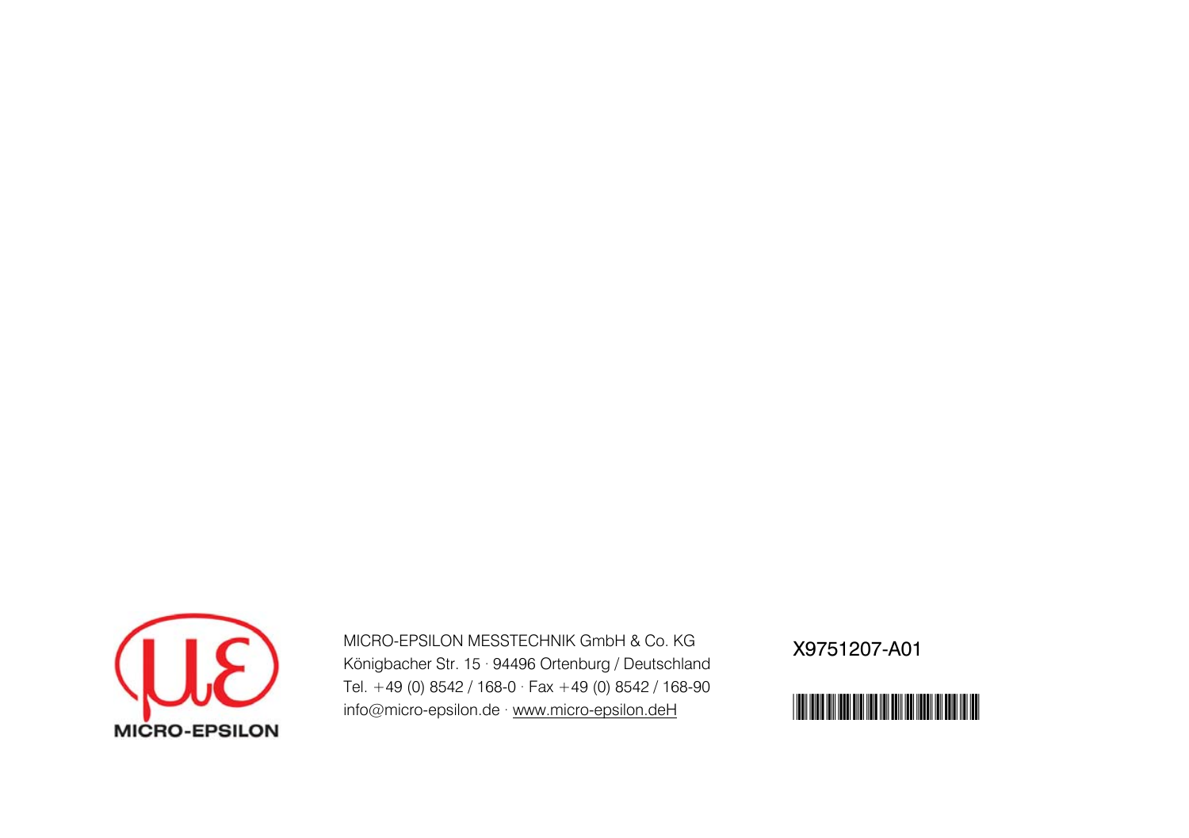MICRO-EPSILON

MICRO-EPSILON MESSTECHNIK GmbH & Co. KG
Königbacher Str. 15 · 94496 Ortenburg / Deutschland
Tel. +49 (0) 8542 / 168-0 · Fax +49 (0) 8542 / 168-90
info@micro-epsilon.de · www.micro-epsilon.deH

X9751207-A01